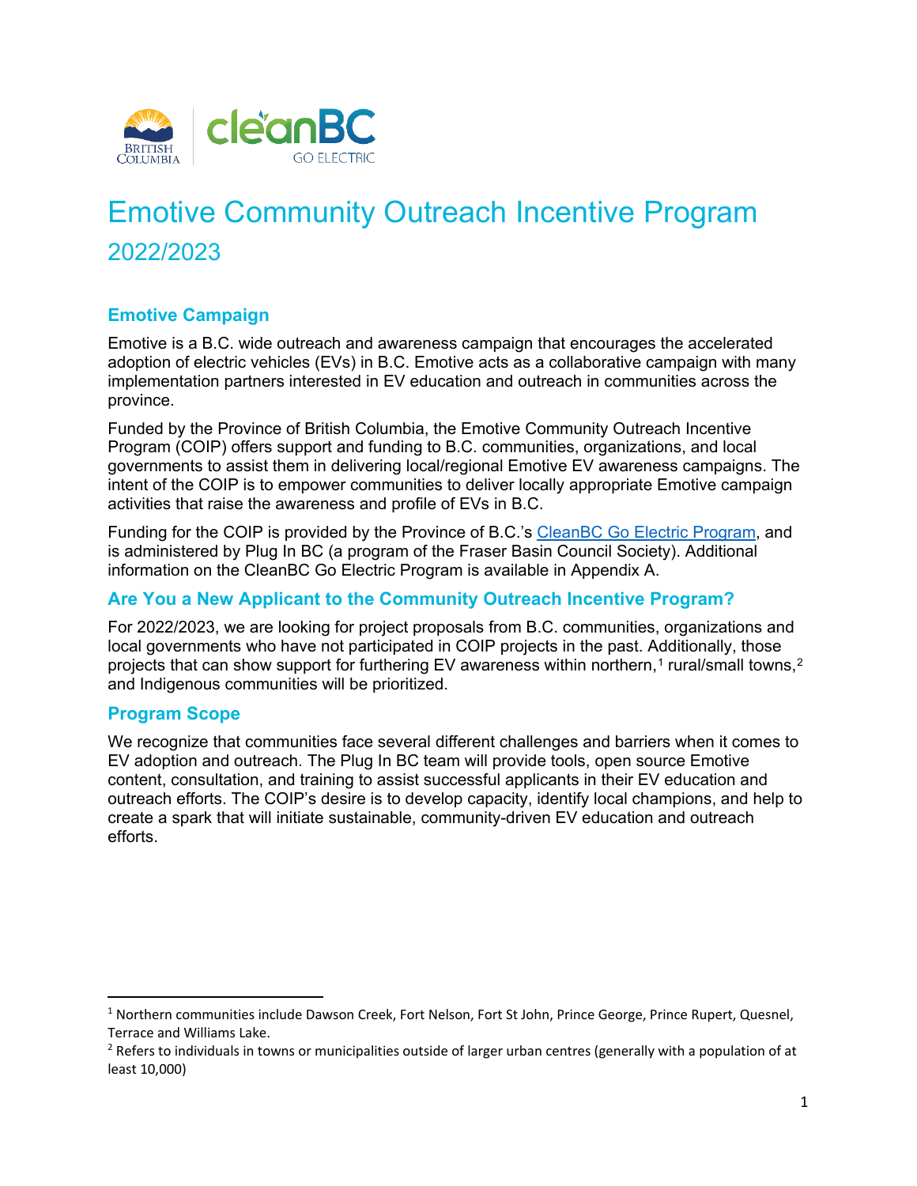# Emotive Community Outreach Incentive Program

## 2022/2023

### Emotive Campaign

Emotive is a B.C. wide outreach and awareness campaign that encourages the accelerated adoption of electric vehicles (EVs) in B.C. Emotive acts as a collaborative campaign with many implementation partners interested in EV education and outreach in communities across the province.

Funded by the Province of British Columbia, the Emotive Community Outreach Incentive Program (COIP) offers support and funding to B.C. communities, organizations, and local governments to assist them in delivering local/regional Emotive EV awareness campaigns. The intent of the COIP is to empower communities to deliver locally appropriate Emotive campaign activities that raise the awareness and profile of EVs in B.C.

Funding for the COIP is provided by the Province of B.C.'s CleanBC Go Electric Program, and is administered by Plug In BC (a program of the Fraser Basin Council Society). Additional information on the CleanBC Go Electric Program is available in Appendix A.

### Are You a New Applicant to the Community Outreach Incentive Program?

For 2022/2023, we are looking for project proposals from B.C. communities, organizations and local governments who have not participated in COIP projects in the past. Additionally, those projects that can show support for furthering EV awareness within northern,[1] rural/small towns,[2] and Indigenous communities will be prioritized.

### Program Scope

We recognize that communities face several different challenges and barriers when it comes to EV adoption and outreach. The Plug In BC team will provide tools, open source Emotive content, consultation, and training to assist successful applicants in their EV education and outreach efforts. The COIP's desire is to develop capacity, identify local champions, and help to create a spark that will initiate sustainable, community-driven EV education and outreach efforts.

---

[1] Northern communities include Dawson Creek, Fort Nelson, Fort St John, Prince George, Prince Rupert, Quesnel, Terrace and Williams Lake.

[2] Refers to individuals in towns or municipalities outside of larger urban centres (generally with a population of at least 10,000)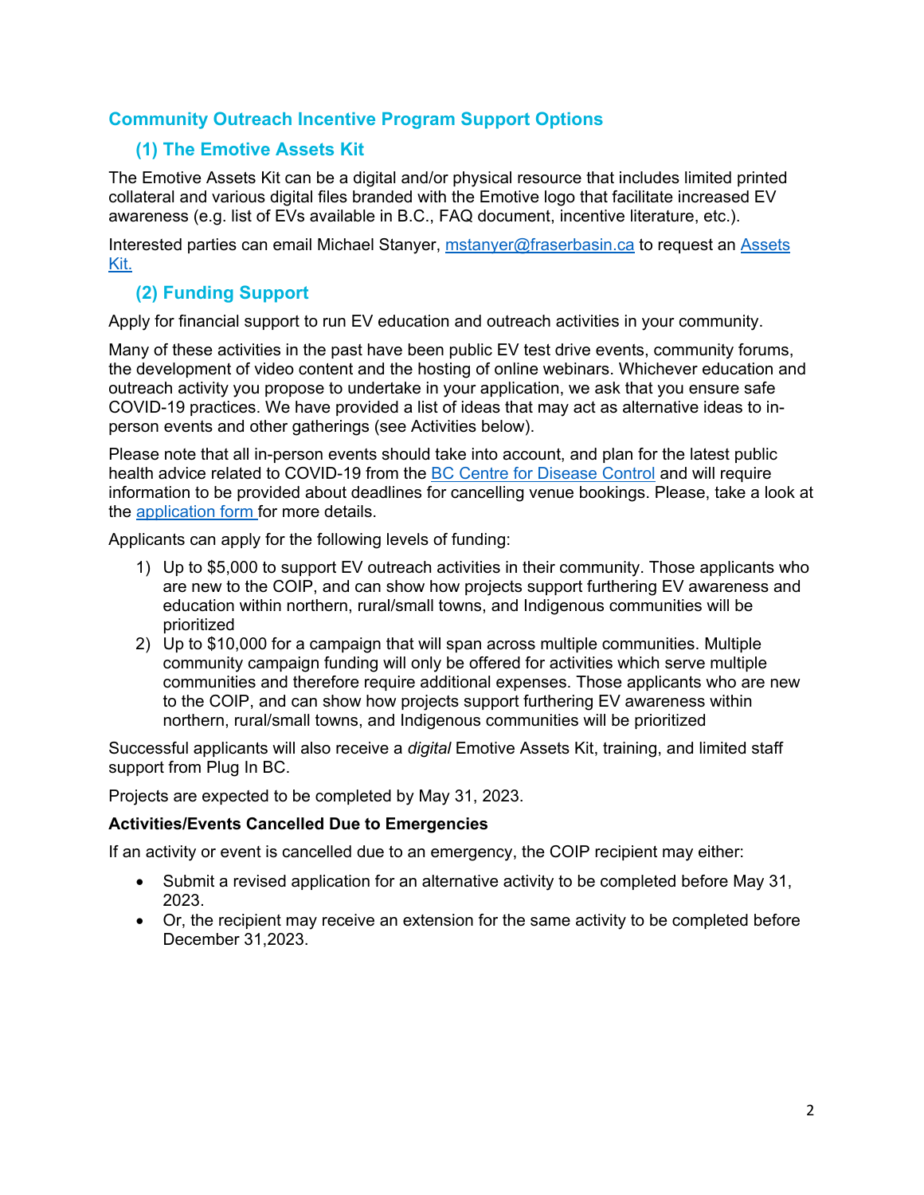## Community Outreach Incentive Program Support Options

### (1) The Emotive Assets Kit

The Emotive Assets Kit can be a digital and/or physical resource that includes limited printed collateral and various digital files branded with the Emotive logo that facilitate increased EV awareness (e.g. list of EVs available in B.C., FAQ document, incentive literature, etc.).

Interested parties can email Michael Stanyer, mstanyer@fraserbasin.ca to request an Assets Kit.

### (2) Funding Support

Apply for financial support to run EV education and outreach activities in your community.

Many of these activities in the past have been public EV test drive events, community forums, the development of video content and the hosting of online webinars. Whichever education and outreach activity you propose to undertake in your application, we ask that you ensure safe COVID-19 practices. We have provided a list of ideas that may act as alternative ideas to in-person events and other gatherings (see Activities below).

Please note that all in-person events should take into account, and plan for the latest public health advice related to COVID-19 from the BC Centre for Disease Control and will require information to be provided about deadlines for cancelling venue bookings. Please, take a look at the application form for more details.

Applicants can apply for the following levels of funding:

1) Up to $5,000 to support EV outreach activities in their community. Those applicants who are new to the COIP, and can show how projects support furthering EV awareness and education within northern, rural/small towns, and Indigenous communities will be prioritized
2) Up to $10,000 for a campaign that will span across multiple communities. Multiple community campaign funding will only be offered for activities which serve multiple communities and therefore require additional expenses. Those applicants who are new to the COIP, and can show how projects support furthering EV awareness within northern, rural/small towns, and Indigenous communities will be prioritized

Successful applicants will also receive a *digital* Emotive Assets Kit, training, and limited staff support from Plug In BC.

Projects are expected to be completed by May 31, 2023.

**Activities/Events Cancelled Due to Emergencies**

If an activity or event is cancelled due to an emergency, the COIP recipient may either:

- Submit a revised application for an alternative activity to be completed before May 31, 2023.
- Or, the recipient may receive an extension for the same activity to be completed before December 31,2023.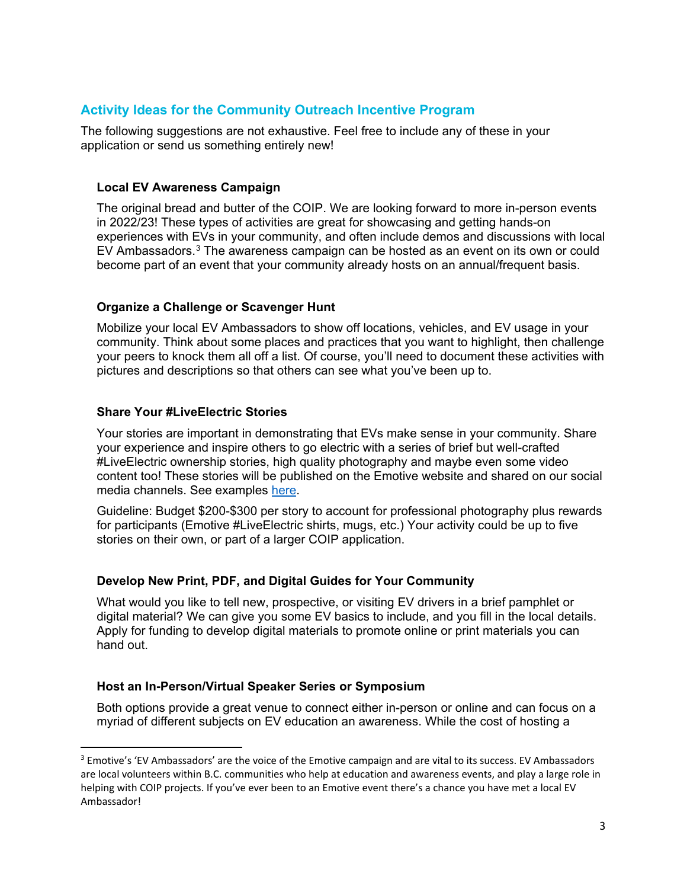## Activity Ideas for the Community Outreach Incentive Program

The following suggestions are not exhaustive. Feel free to include any of these in your application or send us something entirely new!

### Local EV Awareness Campaign

The original bread and butter of the COIP. We are looking forward to more in-person events in 2022/23! These types of activities are great for showcasing and getting hands-on experiences with EVs in your community, and often include demos and discussions with local EV Ambassadors.[3] The awareness campaign can be hosted as an event on its own or could become part of an event that your community already hosts on an annual/frequent basis.

### Organize a Challenge or Scavenger Hunt

Mobilize your local EV Ambassadors to show off locations, vehicles, and EV usage in your community. Think about some places and practices that you want to highlight, then challenge your peers to knock them all off a list. Of course, you'll need to document these activities with pictures and descriptions so that others can see what you've been up to.

### Share Your #LiveElectric Stories

Your stories are important in demonstrating that EVs make sense in your community. Share your experience and inspire others to go electric with a series of brief but well-crafted #LiveElectric ownership stories, high quality photography and maybe even some video content too! These stories will be published on the Emotive website and shared on our social media channels. See examples here.

Guideline: Budget $200-$300 per story to account for professional photography plus rewards for participants (Emotive #LiveElectric shirts, mugs, etc.) Your activity could be up to five stories on their own, or part of a larger COIP application.

### Develop New Print, PDF, and Digital Guides for Your Community

What would you like to tell new, prospective, or visiting EV drivers in a brief pamphlet or digital material? We can give you some EV basics to include, and you fill in the local details. Apply for funding to develop digital materials to promote online or print materials you can hand out.

### Host an In-Person/Virtual Speaker Series or Symposium

Both options provide a great venue to connect either in-person or online and can focus on a myriad of different subjects on EV education an awareness. While the cost of hosting a

---

[3] Emotive's 'EV Ambassadors' are the voice of the Emotive campaign and are vital to its success. EV Ambassadors are local volunteers within B.C. communities who help at education and awareness events, and play a large role in helping with COIP projects. If you've ever been to an Emotive event there's a chance you have met a local EV Ambassador!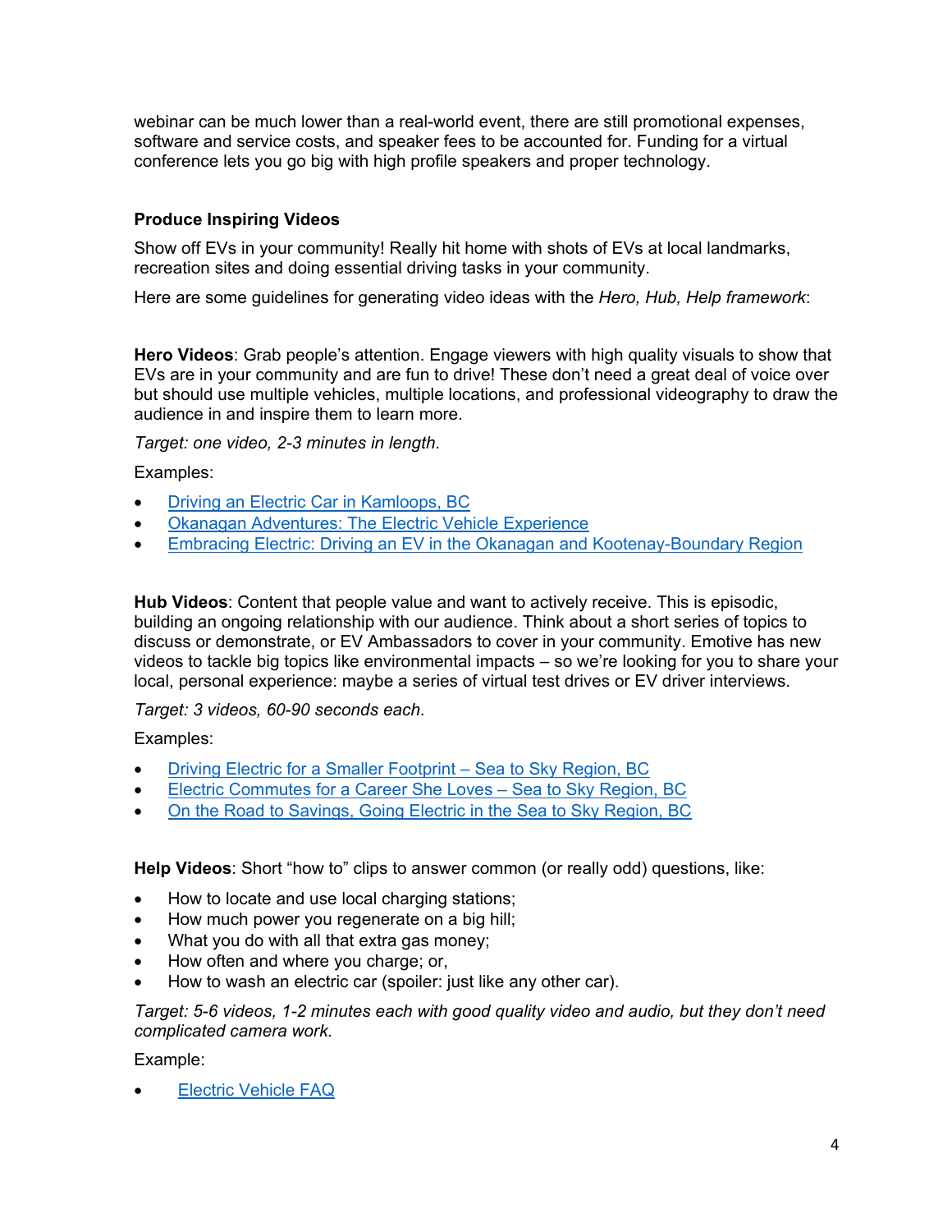webinar can be much lower than a real-world event, there are still promotional expenses, software and service costs, and speaker fees to be accounted for. Funding for a virtual conference lets you go big with high profile speakers and proper technology.

### Produce Inspiring Videos

Show off EVs in your community! Really hit home with shots of EVs at local landmarks, recreation sites and doing essential driving tasks in your community.

Here are some guidelines for generating video ideas with the *Hero, Hub, Help framework*:

**Hero Videos**: Grab people's attention. Engage viewers with high quality visuals to show that EVs are in your community and are fun to drive! These don't need a great deal of voice over but should use multiple vehicles, multiple locations, and professional videography to draw the audience in and inspire them to learn more.

*Target: one video, 2-3 minutes in length*.

Examples:

- Driving an Electric Car in Kamloops, BC
- Okanagan Adventures: The Electric Vehicle Experience
- Embracing Electric: Driving an EV in the Okanagan and Kootenay-Boundary Region

**Hub Videos**: Content that people value and want to actively receive. This is episodic, building an ongoing relationship with our audience. Think about a short series of topics to discuss or demonstrate, or EV Ambassadors to cover in your community. Emotive has new videos to tackle big topics like environmental impacts – so we're looking for you to share your local, personal experience: maybe a series of virtual test drives or EV driver interviews.

*Target: 3 videos, 60-90 seconds each*.

Examples:

- Driving Electric for a Smaller Footprint – Sea to Sky Region, BC
- Electric Commutes for a Career She Loves – Sea to Sky Region, BC
- On the Road to Savings, Going Electric in the Sea to Sky Region, BC

**Help Videos**: Short "how to" clips to answer common (or really odd) questions, like:

- How to locate and use local charging stations;
- How much power you regenerate on a big hill;
- What you do with all that extra gas money;
- How often and where you charge; or,
- How to wash an electric car (spoiler: just like any other car).

*Target: 5-6 videos, 1-2 minutes each with good quality video and audio, but they don't need complicated camera work.*

Example:

- Electric Vehicle FAQ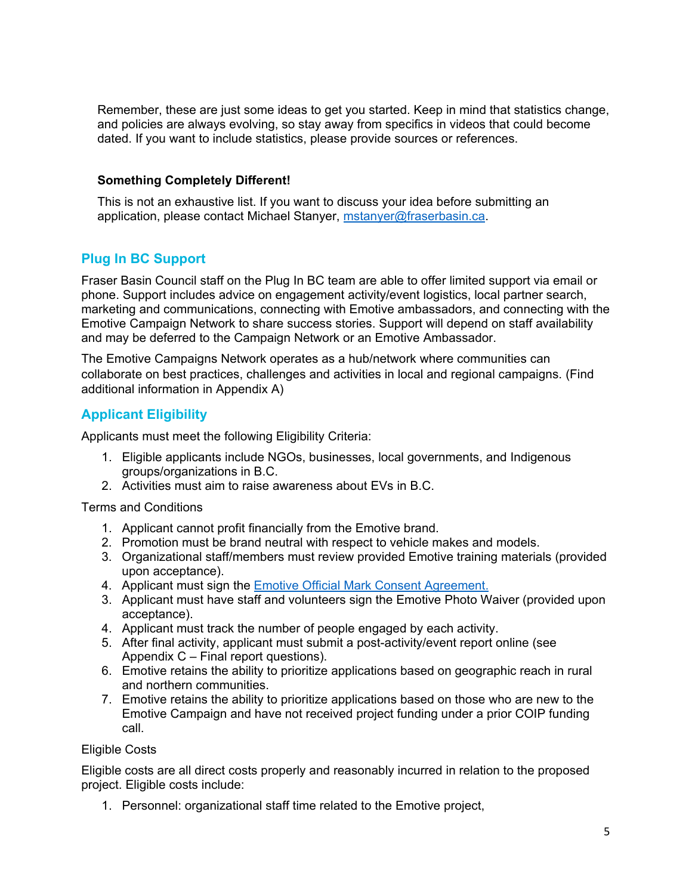Remember, these are just some ideas to get you started. Keep in mind that statistics change, and policies are always evolving, so stay away from specifics in videos that could become dated. If you want to include statistics, please provide sources or references.

**Something Completely Different!**

This is not an exhaustive list. If you want to discuss your idea before submitting an application, please contact Michael Stanyer, [mstanyer@fraserbasin.ca](mailto:mstanyer@fraserbasin.ca).

## Plug In BC Support

Fraser Basin Council staff on the Plug In BC team are able to offer limited support via email or phone. Support includes advice on engagement activity/event logistics, local partner search, marketing and communications, connecting with Emotive ambassadors, and connecting with the Emotive Campaign Network to share success stories. Support will depend on staff availability and may be deferred to the Campaign Network or an Emotive Ambassador.

The Emotive Campaigns Network operates as a hub/network where communities can collaborate on best practices, challenges and activities in local and regional campaigns. (Find additional information in Appendix A)

## Applicant Eligibility

Applicants must meet the following Eligibility Criteria:

1. Eligible applicants include NGOs, businesses, local governments, and Indigenous groups/organizations in B.C.
2. Activities must aim to raise awareness about EVs in B.C.

Terms and Conditions

1. Applicant cannot profit financially from the Emotive brand.
2. Promotion must be brand neutral with respect to vehicle makes and models.
3. Organizational staff/members must review provided Emotive training materials (provided upon acceptance).
4. Applicant must sign the Emotive Official Mark Consent Agreement.
3. Applicant must have staff and volunteers sign the Emotive Photo Waiver (provided upon acceptance).
4. Applicant must track the number of people engaged by each activity.
5. After final activity, applicant must submit a post-activity/event report online (see Appendix C – Final report questions).
6. Emotive retains the ability to prioritize applications based on geographic reach in rural and northern communities.
7. Emotive retains the ability to prioritize applications based on those who are new to the Emotive Campaign and have not received project funding under a prior COIP funding call.

Eligible Costs

Eligible costs are all direct costs properly and reasonably incurred in relation to the proposed project. Eligible costs include:

1. Personnel: organizational staff time related to the Emotive project,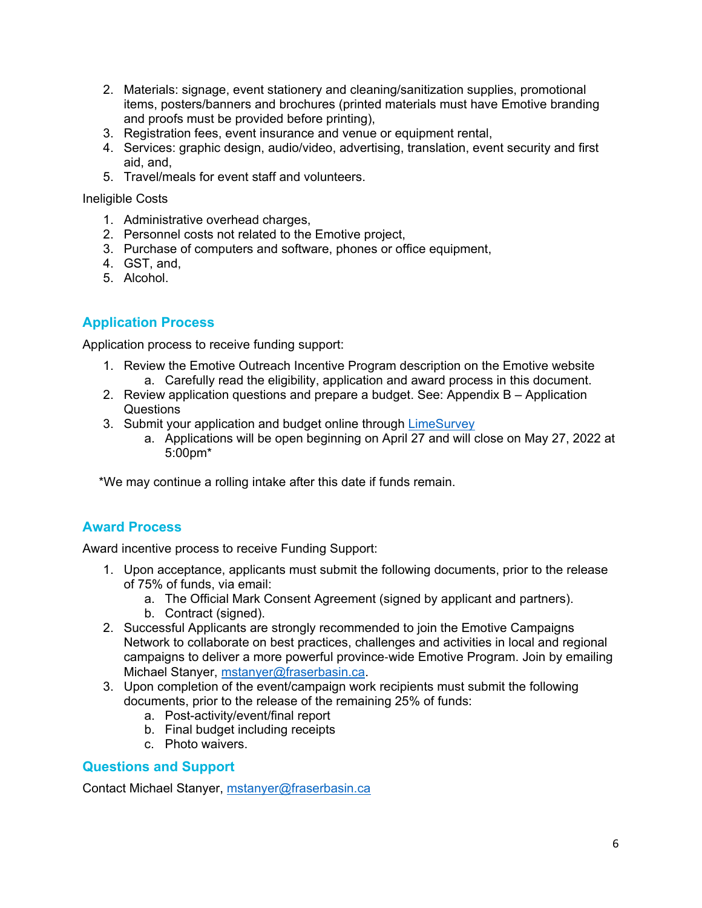2. Materials: signage, event stationery and cleaning/sanitization supplies, promotional items, posters/banners and brochures (printed materials must have Emotive branding and proofs must be provided before printing),
3. Registration fees, event insurance and venue or equipment rental,
4. Services: graphic design, audio/video, advertising, translation, event security and first aid, and,
5. Travel/meals for event staff and volunteers.

Ineligible Costs

1. Administrative overhead charges,
2. Personnel costs not related to the Emotive project,
3. Purchase of computers and software, phones or office equipment,
4. GST, and,
5. Alcohol.

## Application Process

Application process to receive funding support:

1. Review the Emotive Outreach Incentive Program description on the Emotive website
   a. Carefully read the eligibility, application and award process in this document.
2. Review application questions and prepare a budget. See: Appendix B – Application Questions
3. Submit your application and budget online through LimeSurvey
   a. Applications will be open beginning on April 27 and will close on May 27, 2022 at 5:00pm*

*We may continue a rolling intake after this date if funds remain.

## Award Process

Award incentive process to receive Funding Support:

1. Upon acceptance, applicants must submit the following documents, prior to the release of 75% of funds, via email:
   a. The Official Mark Consent Agreement (signed by applicant and partners).
   b. Contract (signed).
2. Successful Applicants are strongly recommended to join the Emotive Campaigns Network to collaborate on best practices, challenges and activities in local and regional campaigns to deliver a more powerful province-wide Emotive Program. Join by emailing Michael Stanyer, mstanyer@fraserbasin.ca.
3. Upon completion of the event/campaign work recipients must submit the following documents, prior to the release of the remaining 25% of funds:
   a. Post-activity/event/final report
   b. Final budget including receipts
   c. Photo waivers.

## Questions and Support

Contact Michael Stanyer, mstanyer@fraserbasin.ca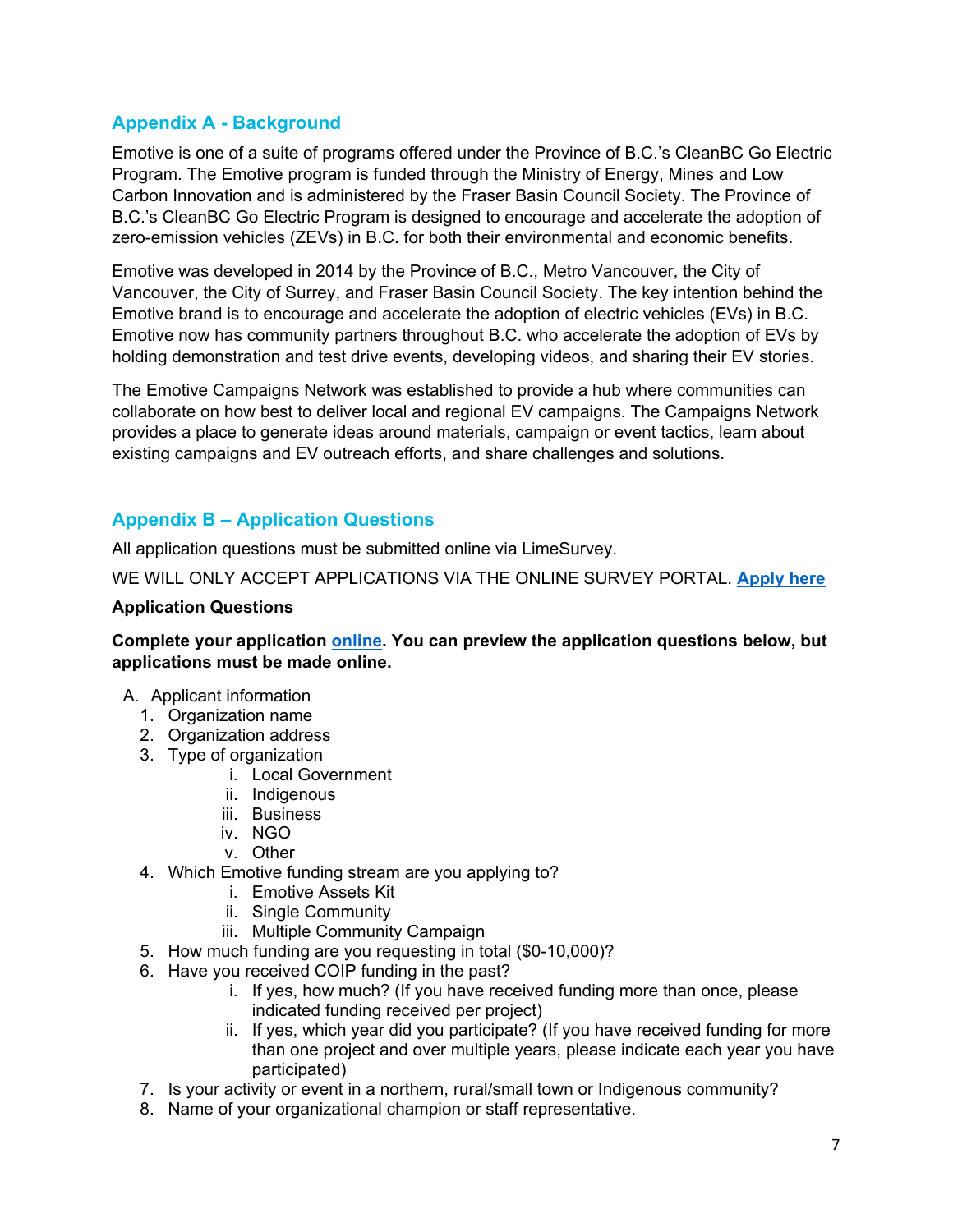## Appendix A - Background

Emotive is one of a suite of programs offered under the Province of B.C.'s CleanBC Go Electric Program. The Emotive program is funded through the Ministry of Energy, Mines and Low Carbon Innovation and is administered by the Fraser Basin Council Society. The Province of B.C.'s CleanBC Go Electric Program is designed to encourage and accelerate the adoption of zero-emission vehicles (ZEVs) in B.C. for both their environmental and economic benefits.

Emotive was developed in 2014 by the Province of B.C., Metro Vancouver, the City of Vancouver, the City of Surrey, and Fraser Basin Council Society. The key intention behind the Emotive brand is to encourage and accelerate the adoption of electric vehicles (EVs) in B.C. Emotive now has community partners throughout B.C. who accelerate the adoption of EVs by holding demonstration and test drive events, developing videos, and sharing their EV stories.

The Emotive Campaigns Network was established to provide a hub where communities can collaborate on how best to deliver local and regional EV campaigns. The Campaigns Network provides a place to generate ideas around materials, campaign or event tactics, learn about existing campaigns and EV outreach efforts, and share challenges and solutions.

## Appendix B – Application Questions

All application questions must be submitted online via LimeSurvey.

WE WILL ONLY ACCEPT APPLICATIONS VIA THE ONLINE SURVEY PORTAL. [Apply here]

**Application Questions**

**Complete your application [online]. You can preview the application questions below, but applications must be made online.**

A. Applicant information
   1. Organization name
   2. Organization address
   3. Type of organization
      i. Local Government
      ii. Indigenous
      iii. Business
      iv. NGO
      v. Other
   4. Which Emotive funding stream are you applying to?
      i. Emotive Assets Kit
      ii. Single Community
      iii. Multiple Community Campaign
   5. How much funding are you requesting in total ($0-10,000)?
   6. Have you received COIP funding in the past?
      i. If yes, how much? (If you have received funding more than once, please indicated funding received per project)
      ii. If yes, which year did you participate? (If you have received funding for more than one project and over multiple years, please indicate each year you have participated)
   7. Is your activity or event in a northern, rural/small town or Indigenous community?
   8. Name of your organizational champion or staff representative.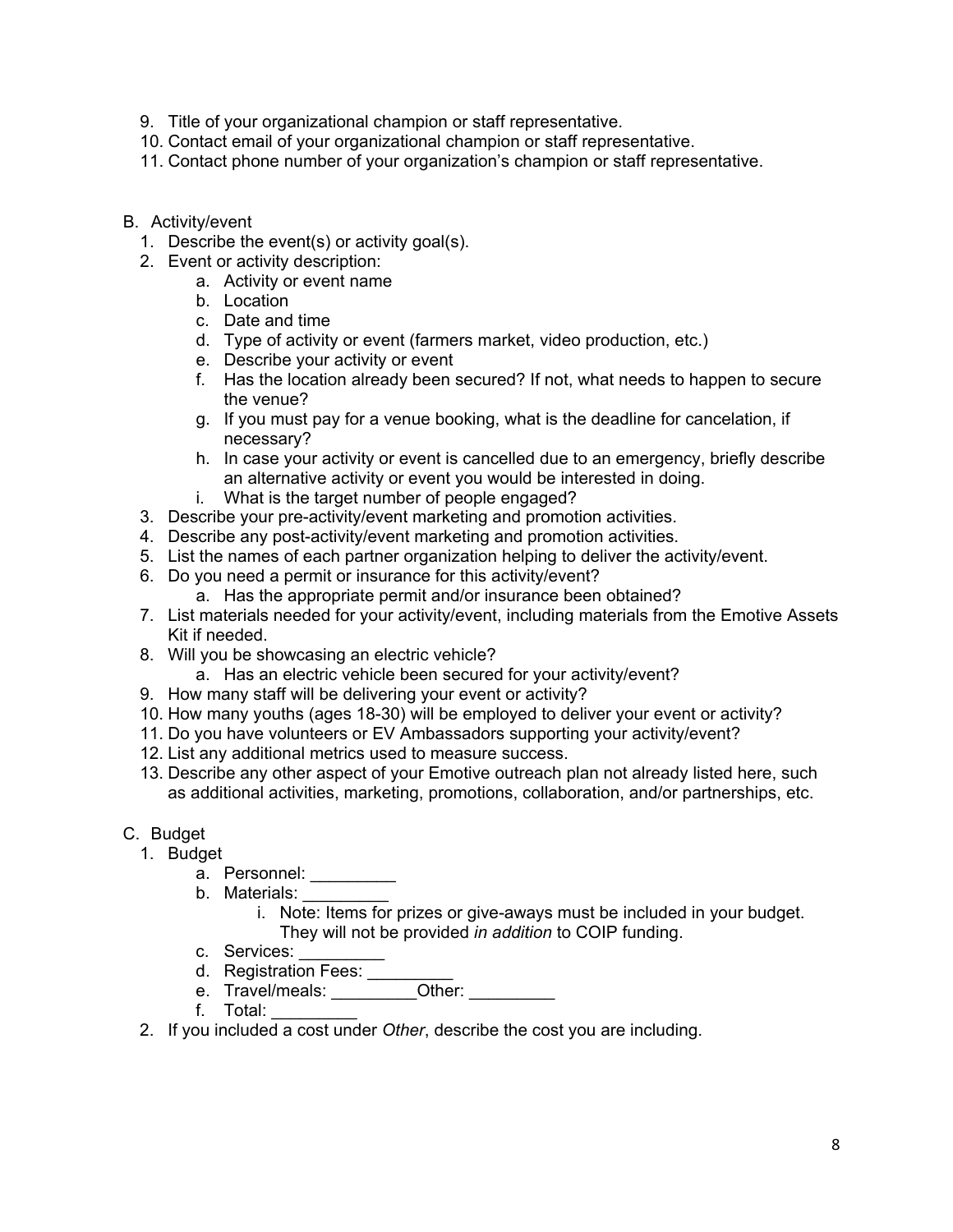9. Title of your organizational champion or staff representative.
10. Contact email of your organizational champion or staff representative.
11. Contact phone number of your organization's champion or staff representative.

B. Activity/event
   1. Describe the event(s) or activity goal(s).
   2. Event or activity description:
      a. Activity or event name
      b. Location
      c. Date and time
      d. Type of activity or event (farmers market, video production, etc.)
      e. Describe your activity or event
      f. Has the location already been secured? If not, what needs to happen to secure the venue?
      g. If you must pay for a venue booking, what is the deadline for cancelation, if necessary?
      h. In case your activity or event is cancelled due to an emergency, briefly describe an alternative activity or event you would be interested in doing.
      i. What is the target number of people engaged?
   3. Describe your pre-activity/event marketing and promotion activities.
   4. Describe any post-activity/event marketing and promotion activities.
   5. List the names of each partner organization helping to deliver the activity/event.
   6. Do you need a permit or insurance for this activity/event?
      a. Has the appropriate permit and/or insurance been obtained?
   7. List materials needed for your activity/event, including materials from the Emotive Assets Kit if needed.
   8. Will you be showcasing an electric vehicle?
      a. Has an electric vehicle been secured for your activity/event?
   9. How many staff will be delivering your event or activity?
   10. How many youths (ages 18-30) will be employed to deliver your event or activity?
   11. Do you have volunteers or EV Ambassadors supporting your activity/event?
   12. List any additional metrics used to measure success.
   13. Describe any other aspect of your Emotive outreach plan not already listed here, such as additional activities, marketing, promotions, collaboration, and/or partnerships, etc.

C. Budget
   1. Budget
      a. Personnel: _________
      b. Materials: _________
         i. Note: Items for prizes or give-aways must be included in your budget. They will not be provided *in addition* to COIP funding.
      c. Services: _________
      d. Registration Fees: _________
      e. Travel/meals: _________Other: _________
      f. Total: _________
   2. If you included a cost under *Other*, describe the cost you are including.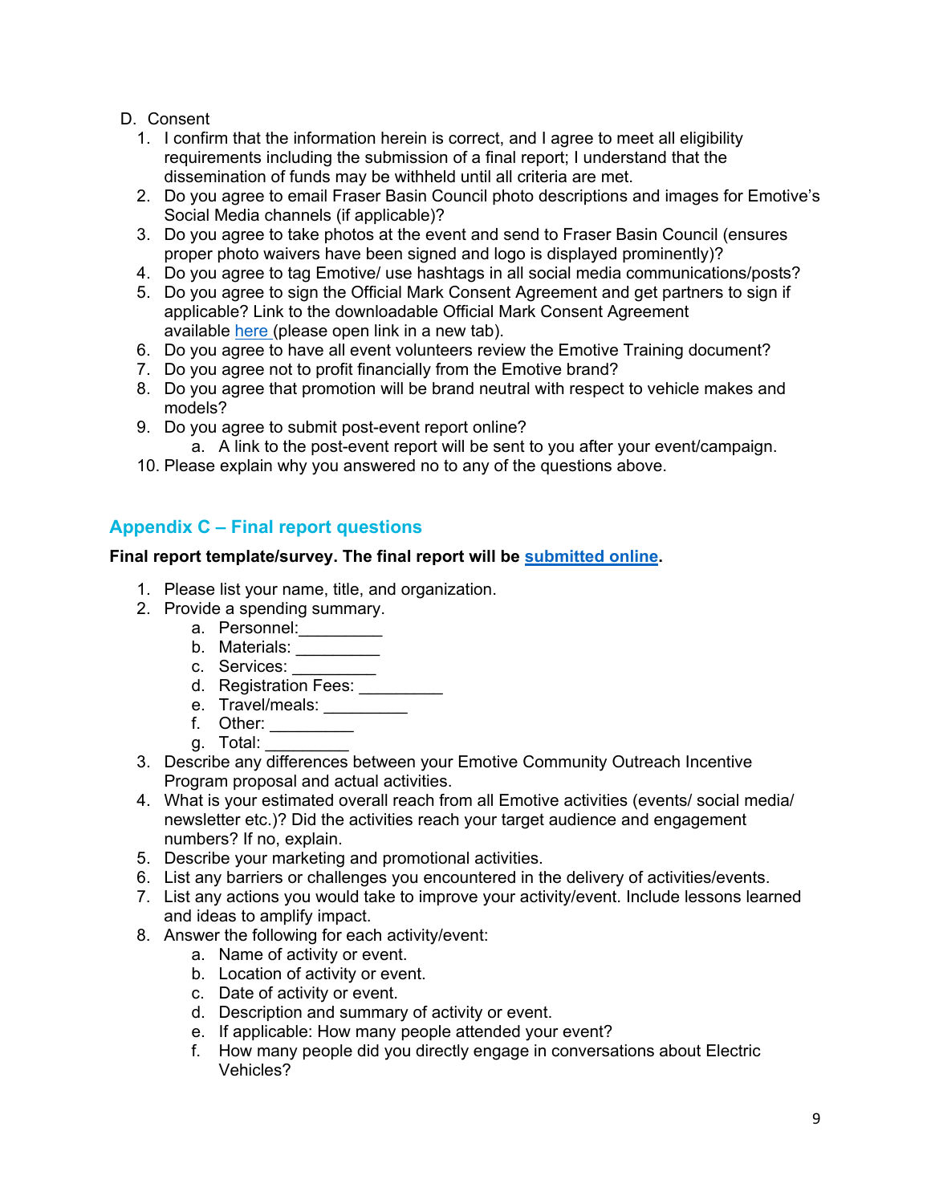D. Consent

1. I confirm that the information herein is correct, and I agree to meet all eligibility requirements including the submission of a final report; I understand that the dissemination of funds may be withheld until all criteria are met.
2. Do you agree to email Fraser Basin Council photo descriptions and images for Emotive's Social Media channels (if applicable)?
3. Do you agree to take photos at the event and send to Fraser Basin Council (ensures proper photo waivers have been signed and logo is displayed prominently)?
4. Do you agree to tag Emotive/ use hashtags in all social media communications/posts?
5. Do you agree to sign the Official Mark Consent Agreement and get partners to sign if applicable? Link to the downloadable Official Mark Consent Agreement available here (please open link in a new tab).
6. Do you agree to have all event volunteers review the Emotive Training document?
7. Do you agree not to profit financially from the Emotive brand?
8. Do you agree that promotion will be brand neutral with respect to vehicle makes and models?
9. Do you agree to submit post-event report online?
   a. A link to the post-event report will be sent to you after your event/campaign.
10. Please explain why you answered no to any of the questions above.

## Appendix C – Final report questions

**Final report template/survey. The final report will be submitted online.**

1. Please list your name, title, and organization.
2. Provide a spending summary.
   a. Personnel:_________
   b. Materials: _________
   c. Services: _________
   d. Registration Fees: _________
   e. Travel/meals: _________
   f. Other: _________
   g. Total: _________
3. Describe any differences between your Emotive Community Outreach Incentive Program proposal and actual activities.
4. What is your estimated overall reach from all Emotive activities (events/ social media/ newsletter etc.)? Did the activities reach your target audience and engagement numbers? If no, explain.
5. Describe your marketing and promotional activities.
6. List any barriers or challenges you encountered in the delivery of activities/events.
7. List any actions you would take to improve your activity/event. Include lessons learned and ideas to amplify impact.
8. Answer the following for each activity/event:
   a. Name of activity or event.
   b. Location of activity or event.
   c. Date of activity or event.
   d. Description and summary of activity or event.
   e. If applicable: How many people attended your event?
   f. How many people did you directly engage in conversations about Electric Vehicles?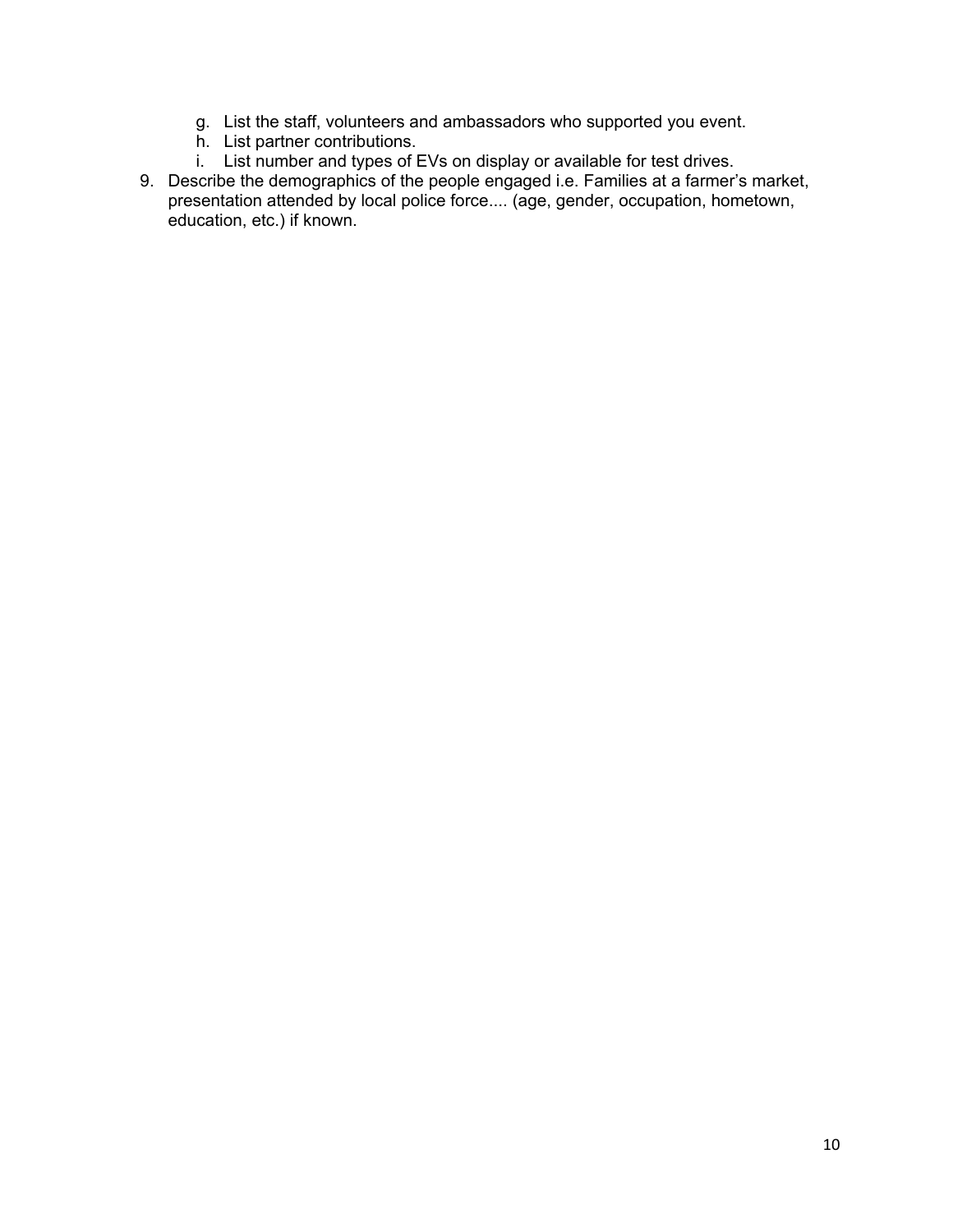g. List the staff, volunteers and ambassadors who supported you event.
h. List partner contributions.
i. List number and types of EVs on display or available for test drives.

9. Describe the demographics of the people engaged i.e. Families at a farmer's market, presentation attended by local police force.... (age, gender, occupation, hometown, education, etc.) if known.